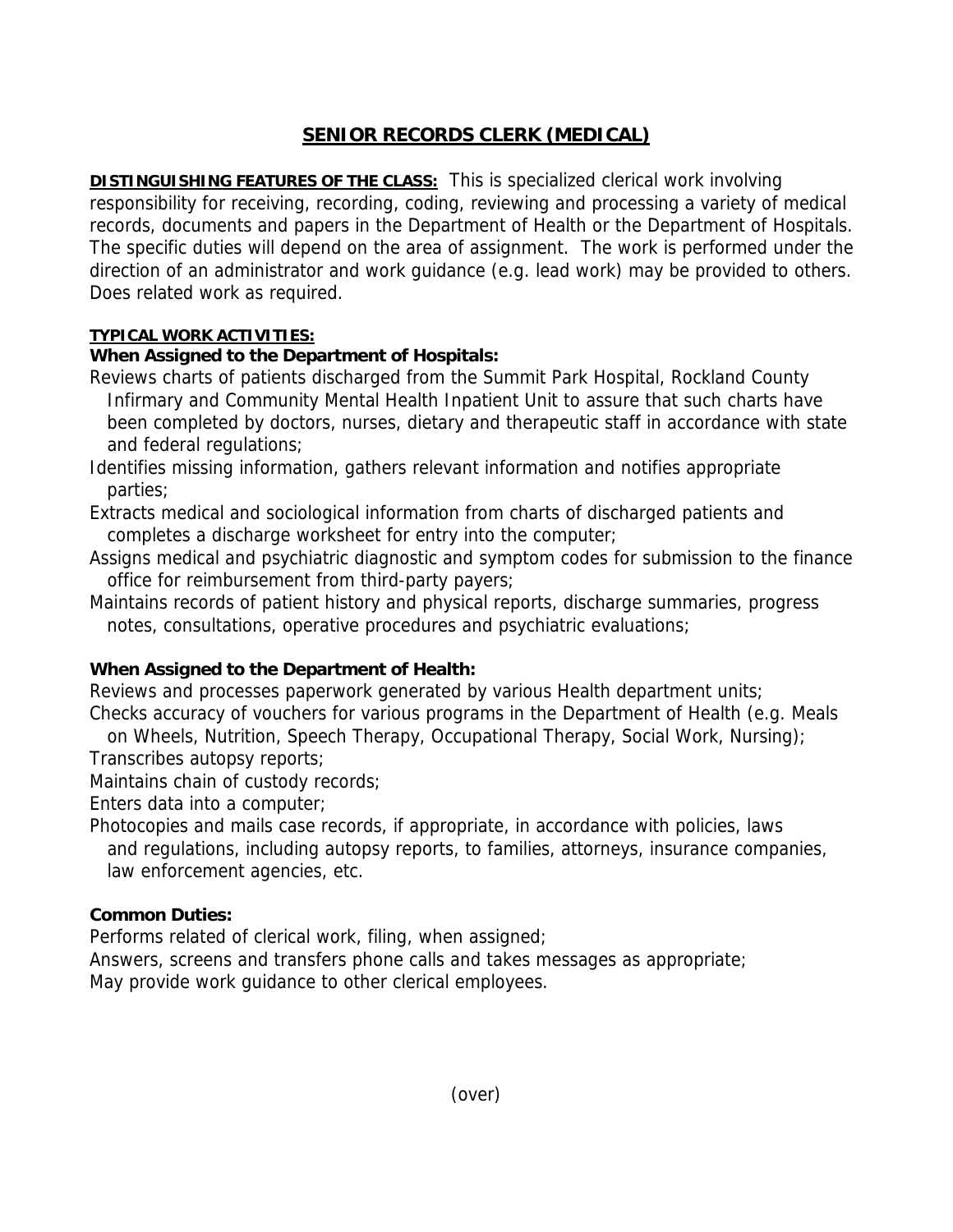# SENIOR RECORDS CLERK (MEDICAL)

**DISTINGUISHING FEATURES OF THE CLASS:** This is specialized clerical work involving responsibility for receiving, recording, coding, reviewing and processing a variety of medical records, documents and papers in the Department of Health or the Department of Hospitals. The specific duties will depend on the area of assignment. The work is performed under the direction of an administrator and work guidance (e.g. lead work) may be provided to others. Does related work as required.

**TYPICAL WORK ACTIVITIES:**

**When Assigned to the Department of Hospitals:**

Reviews charts of patients discharged from the Summit Park Hospital, Rockland County Infirmary and Community Mental Health Inpatient Unit to assure that such charts have been completed by doctors, nurses, dietary and therapeutic staff in accordance with state and federal regulations;

Identifies missing information, gathers relevant information and notifies appropriate parties;

Extracts medical and sociological information from charts of discharged patients and completes a discharge worksheet for entry into the computer;

Assigns medical and psychiatric diagnostic and symptom codes for submission to the finance office for reimbursement from third-party payers;

Maintains records of patient history and physical reports, discharge summaries, progress notes, consultations, operative procedures and psychiatric evaluations;

**When Assigned to the Department of Health:**

Reviews and processes paperwork generated by various Health department units;

Checks accuracy of vouchers for various programs in the Department of Health (e.g. Meals on Wheels, Nutrition, Speech Therapy, Occupational Therapy, Social Work, Nursing);

Transcribes autopsy reports;

Maintains chain of custody records;

Enters data into a computer;

Photocopies and mails case records, if appropriate, in accordance with policies, laws and regulations, including autopsy reports, to families, attorneys, insurance companies, law enforcement agencies, etc.

**Common Duties:**

Performs related of clerical work, filing, when assigned;

Answers, screens and transfers phone calls and takes messages as appropriate;

May provide work guidance to other clerical employees.

(over)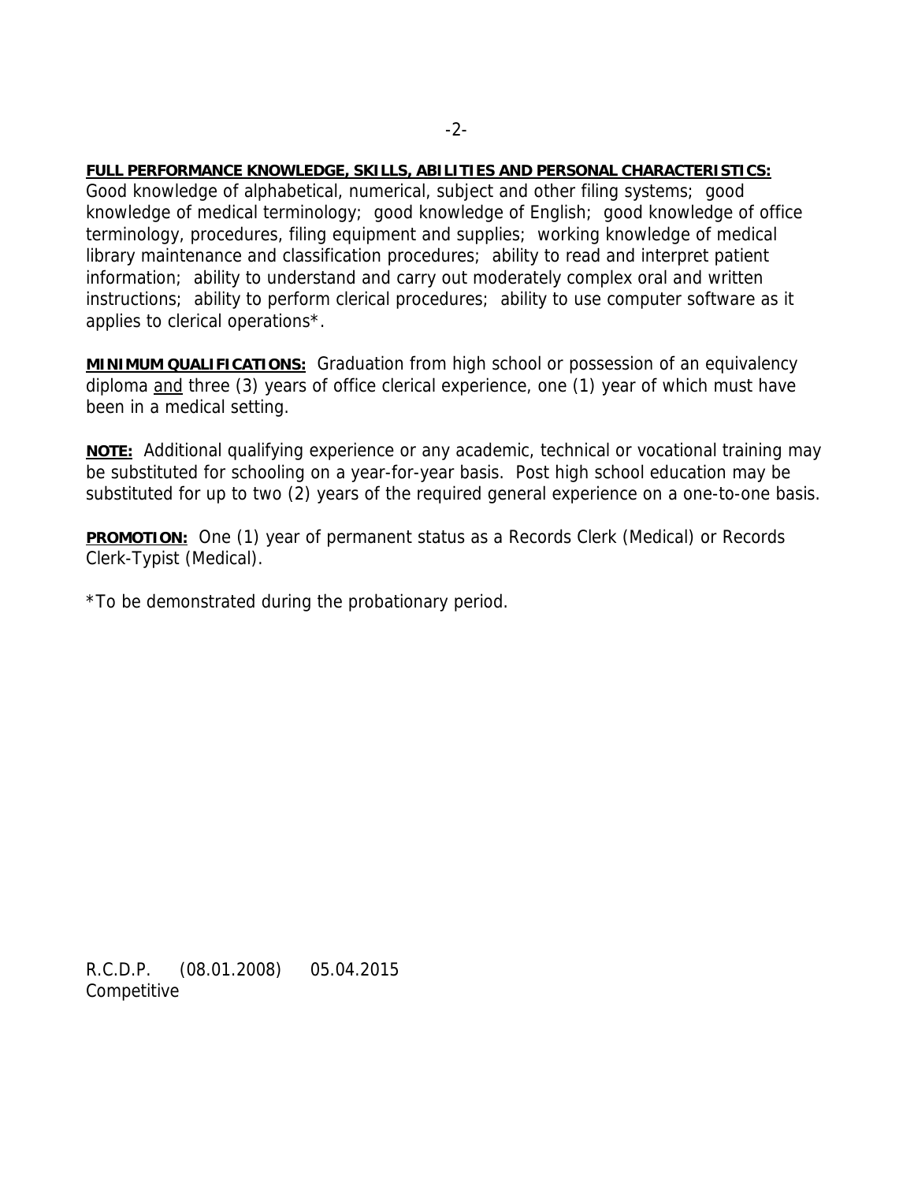**FULL PERFORMANCE KNOWLEDGE, SKILLS, ABILITIES AND PERSONAL CHARACTERISTICS:** Good knowledge of alphabetical, numerical, subject and other filing systems; good knowledge of medical terminology; good knowledge of English; good knowledge of office terminology, procedures, filing equipment and supplies; working knowledge of medical library maintenance and classification procedures; ability to read and interpret patient information; ability to understand and carry out moderately complex oral and written instructions; ability to perform clerical procedures; ability to use computer software as it applies to clerical operations*.

**MINIMUM QUALIFICATIONS:** Graduation from high school or possession of an equivalency diploma and three (3) years of office clerical experience, one (1) year of which must have been in a medical setting.

**NOTE:** Additional qualifying experience or any academic, technical or vocational training may be substituted for schooling on a year-for-year basis. Post high school education may be substituted for up to two (2) years of the required general experience on a one-to-one basis.

**PROMOTION:** One (1) year of permanent status as a Records Clerk (Medical) or Records Clerk-Typist (Medical).

*To be demonstrated during the probationary period.

R.C.D.P. (08.01.2008) 05.04.2015
Competitive